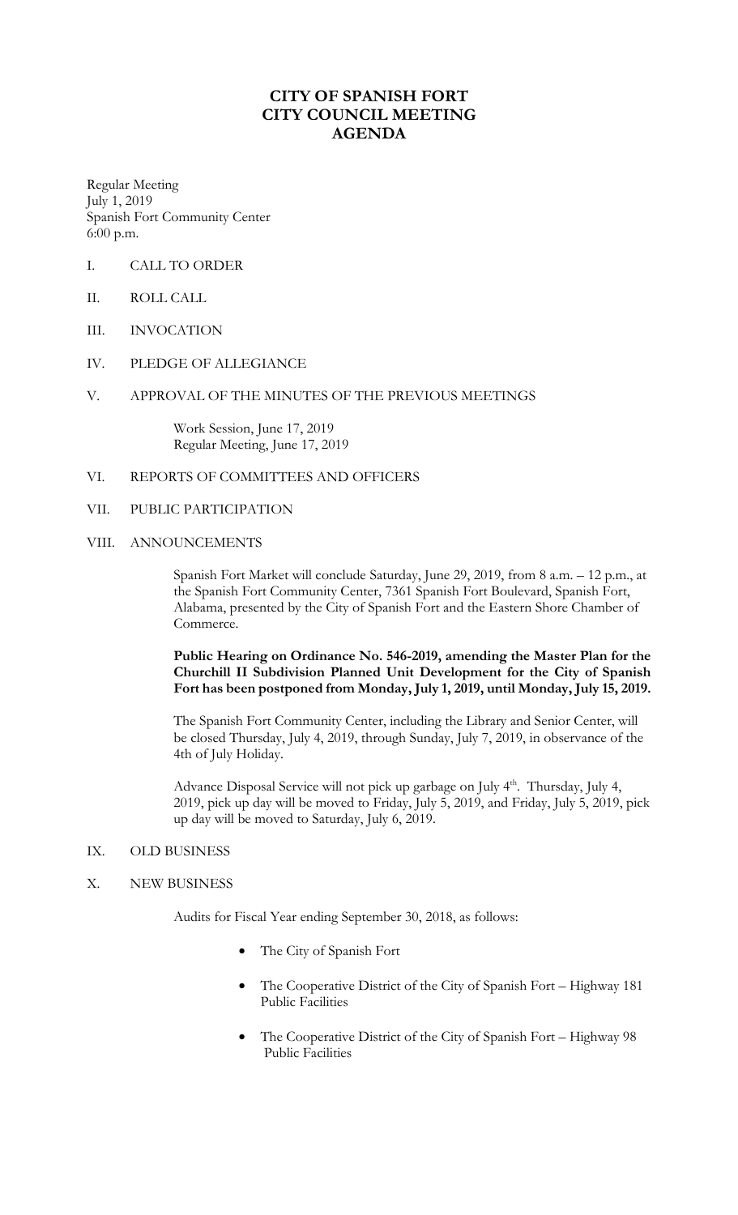# CITY OF SPANISH FORT
# CITY COUNCIL MEETING
# AGENDA

Regular Meeting
July 1, 2019
Spanish Fort Community Center
6:00 p.m.

I. CALL TO ORDER

II. ROLL CALL

III. INVOCATION

IV. PLEDGE OF ALLEGIANCE

V. APPROVAL OF THE MINUTES OF THE PREVIOUS MEETINGS

Work Session, June 17, 2019
Regular Meeting, June 17, 2019

VI. REPORTS OF COMMITTEES AND OFFICERS

VII. PUBLIC PARTICIPATION

VIII. ANNOUNCEMENTS

Spanish Fort Market will conclude Saturday, June 29, 2019, from 8 a.m. – 12 p.m., at the Spanish Fort Community Center, 7361 Spanish Fort Boulevard, Spanish Fort, Alabama, presented by the City of Spanish Fort and the Eastern Shore Chamber of Commerce.

**Public Hearing on Ordinance No. 546-2019, amending the Master Plan for the Churchill II Subdivision Planned Unit Development for the City of Spanish Fort has been postponed from Monday, July 1, 2019, until Monday, July 15, 2019.**

The Spanish Fort Community Center, including the Library and Senior Center, will be closed Thursday, July 4, 2019, through Sunday, July 7, 2019, in observance of the 4th of July Holiday.

Advance Disposal Service will not pick up garbage on July 4th. Thursday, July 4, 2019, pick up day will be moved to Friday, July 5, 2019, and Friday, July 5, 2019, pick up day will be moved to Saturday, July 6, 2019.

IX. OLD BUSINESS

X. NEW BUSINESS

Audits for Fiscal Year ending September 30, 2018, as follows:

- The City of Spanish Fort
- The Cooperative District of the City of Spanish Fort – Highway 181 Public Facilities
- The Cooperative District of the City of Spanish Fort – Highway 98 Public Facilities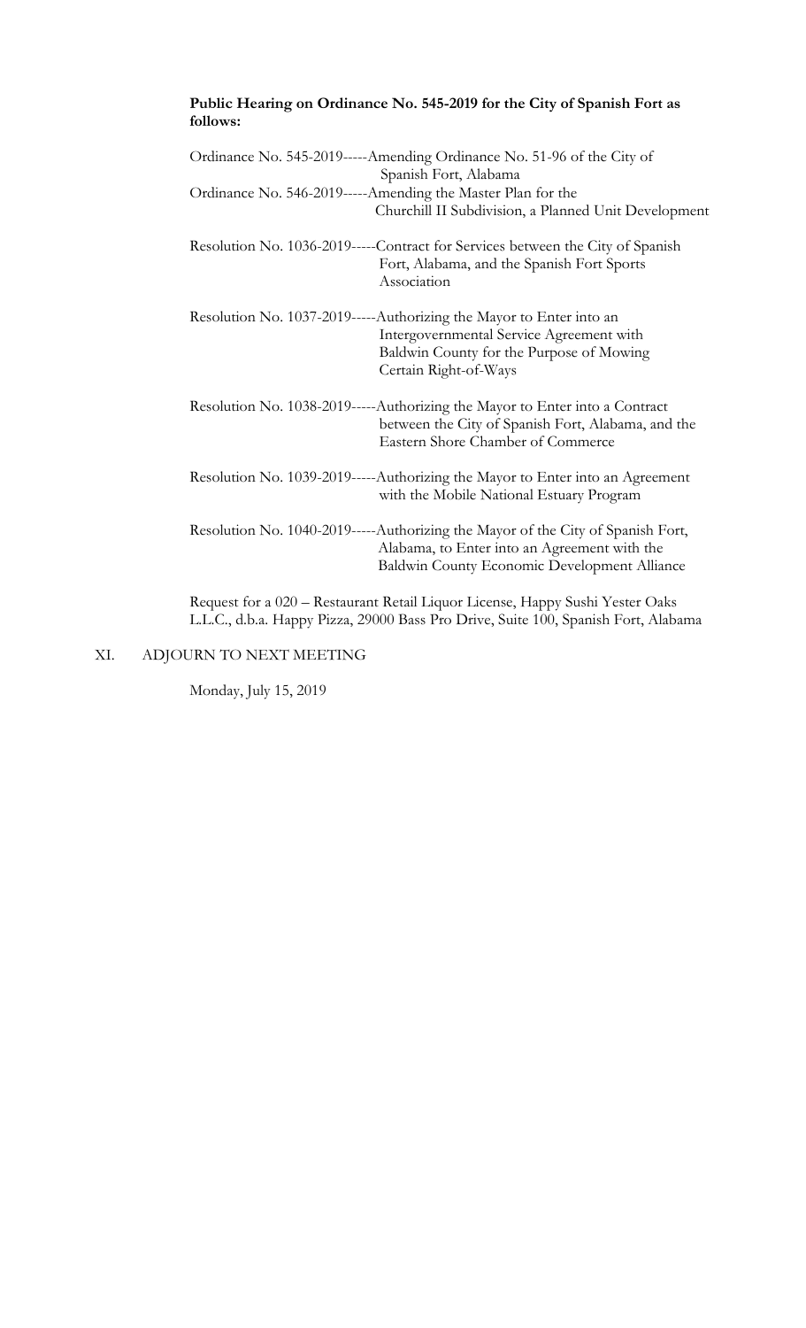**Public Hearing on Ordinance No. 545-2019 for the City of Spanish Fort as follows:**

Ordinance No. 545-2019-----Amending Ordinance No. 51-96 of the City of Spanish Fort, Alabama

Ordinance No. 546-2019-----Amending the Master Plan for the Churchill II Subdivision, a Planned Unit Development

Resolution No. 1036-2019-----Contract for Services between the City of Spanish Fort, Alabama, and the Spanish Fort Sports Association

Resolution No. 1037-2019-----Authorizing the Mayor to Enter into an Intergovernmental Service Agreement with Baldwin County for the Purpose of Mowing Certain Right-of-Ways

Resolution No. 1038-2019-----Authorizing the Mayor to Enter into a Contract between the City of Spanish Fort, Alabama, and the Eastern Shore Chamber of Commerce

Resolution No. 1039-2019-----Authorizing the Mayor to Enter into an Agreement with the Mobile National Estuary Program

Resolution No. 1040-2019-----Authorizing the Mayor of the City of Spanish Fort, Alabama, to Enter into an Agreement with the Baldwin County Economic Development Alliance

Request for a 020 – Restaurant Retail Liquor License, Happy Sushi Yester Oaks L.L.C., d.b.a. Happy Pizza, 29000 Bass Pro Drive, Suite 100, Spanish Fort, Alabama

XI. ADJOURN TO NEXT MEETING

Monday, July 15, 2019